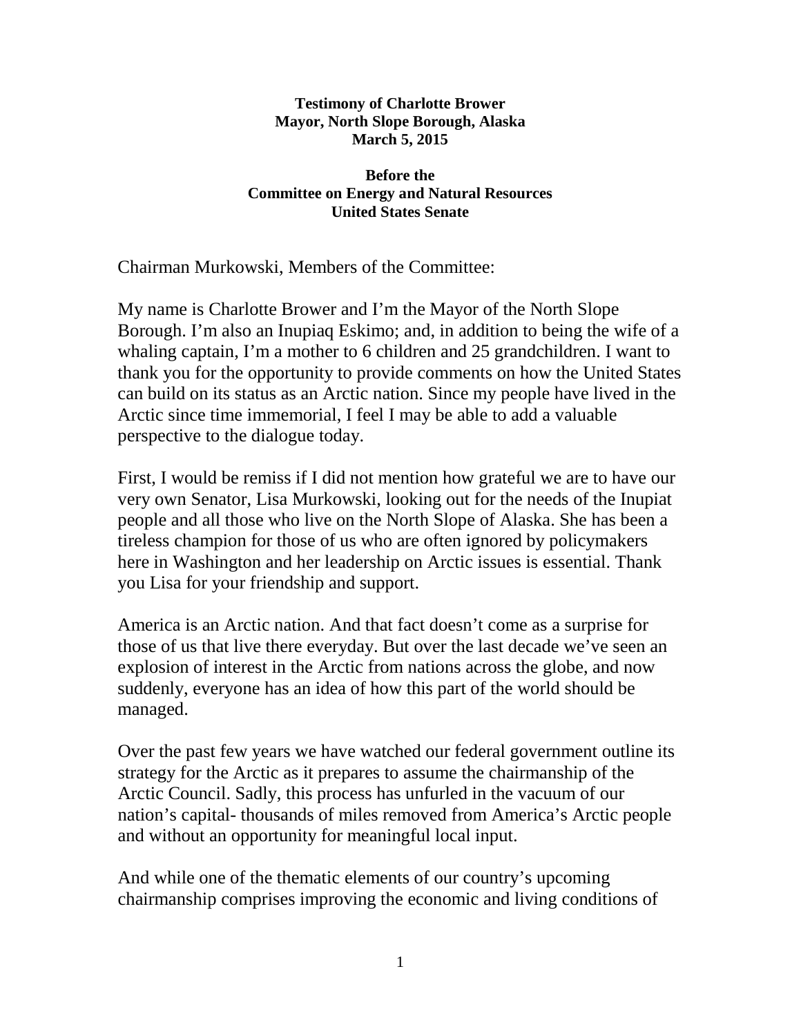**Testimony of Charlotte Brower**
**Mayor, North Slope Borough, Alaska**
**March 5, 2015**

**Before the**
**Committee on Energy and Natural Resources**
**United States Senate**

Chairman Murkowski, Members of the Committee:

My name is Charlotte Brower and I'm the Mayor of the North Slope Borough. I'm also an Inupiaq Eskimo; and, in addition to being the wife of a whaling captain, I'm a mother to 6 children and 25 grandchildren. I want to thank you for the opportunity to provide comments on how the United States can build on its status as an Arctic nation. Since my people have lived in the Arctic since time immemorial, I feel I may be able to add a valuable perspective to the dialogue today.

First, I would be remiss if I did not mention how grateful we are to have our very own Senator, Lisa Murkowski, looking out for the needs of the Inupiat people and all those who live on the North Slope of Alaska. She has been a tireless champion for those of us who are often ignored by policymakers here in Washington and her leadership on Arctic issues is essential. Thank you Lisa for your friendship and support.

America is an Arctic nation. And that fact doesn't come as a surprise for those of us that live there everyday. But over the last decade we've seen an explosion of interest in the Arctic from nations across the globe, and now suddenly, everyone has an idea of how this part of the world should be managed.

Over the past few years we have watched our federal government outline its strategy for the Arctic as it prepares to assume the chairmanship of the Arctic Council. Sadly, this process has unfurled in the vacuum of our nation's capital- thousands of miles removed from America's Arctic people and without an opportunity for meaningful local input.

And while one of the thematic elements of our country's upcoming chairmanship comprises improving the economic and living conditions of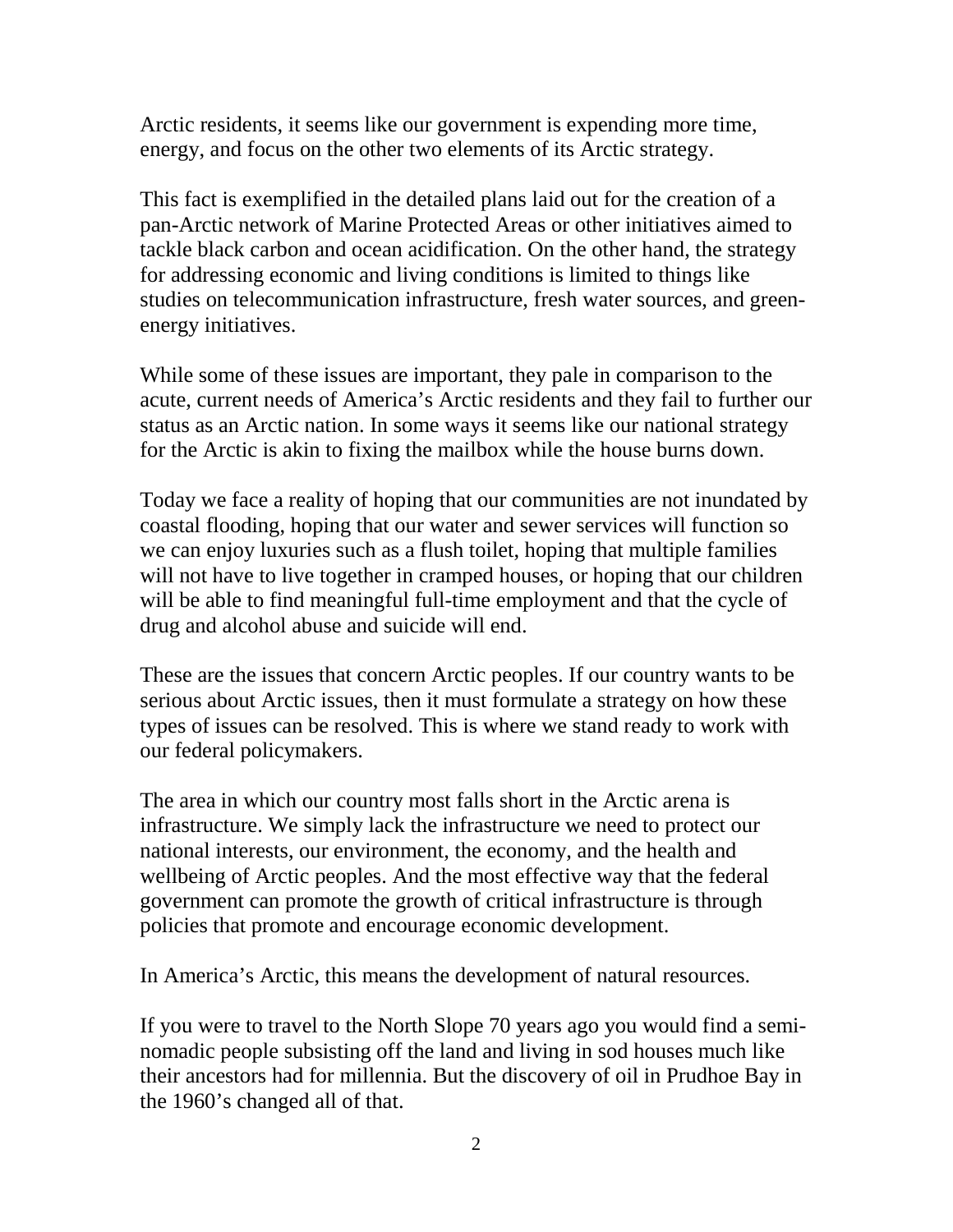Arctic residents, it seems like our government is expending more time, energy, and focus on the other two elements of its Arctic strategy.

This fact is exemplified in the detailed plans laid out for the creation of a pan-Arctic network of Marine Protected Areas or other initiatives aimed to tackle black carbon and ocean acidification. On the other hand, the strategy for addressing economic and living conditions is limited to things like studies on telecommunication infrastructure, fresh water sources, and green-energy initiatives.

While some of these issues are important, they pale in comparison to the acute, current needs of America's Arctic residents and they fail to further our status as an Arctic nation. In some ways it seems like our national strategy for the Arctic is akin to fixing the mailbox while the house burns down.

Today we face a reality of hoping that our communities are not inundated by coastal flooding, hoping that our water and sewer services will function so we can enjoy luxuries such as a flush toilet, hoping that multiple families will not have to live together in cramped houses, or hoping that our children will be able to find meaningful full-time employment and that the cycle of drug and alcohol abuse and suicide will end.

These are the issues that concern Arctic peoples. If our country wants to be serious about Arctic issues, then it must formulate a strategy on how these types of issues can be resolved. This is where we stand ready to work with our federal policymakers.

The area in which our country most falls short in the Arctic arena is infrastructure. We simply lack the infrastructure we need to protect our national interests, our environment, the economy, and the health and wellbeing of Arctic peoples. And the most effective way that the federal government can promote the growth of critical infrastructure is through policies that promote and encourage economic development.

In America's Arctic, this means the development of natural resources.

If you were to travel to the North Slope 70 years ago you would find a semi-nomadic people subsisting off the land and living in sod houses much like their ancestors had for millennia. But the discovery of oil in Prudhoe Bay in the 1960's changed all of that.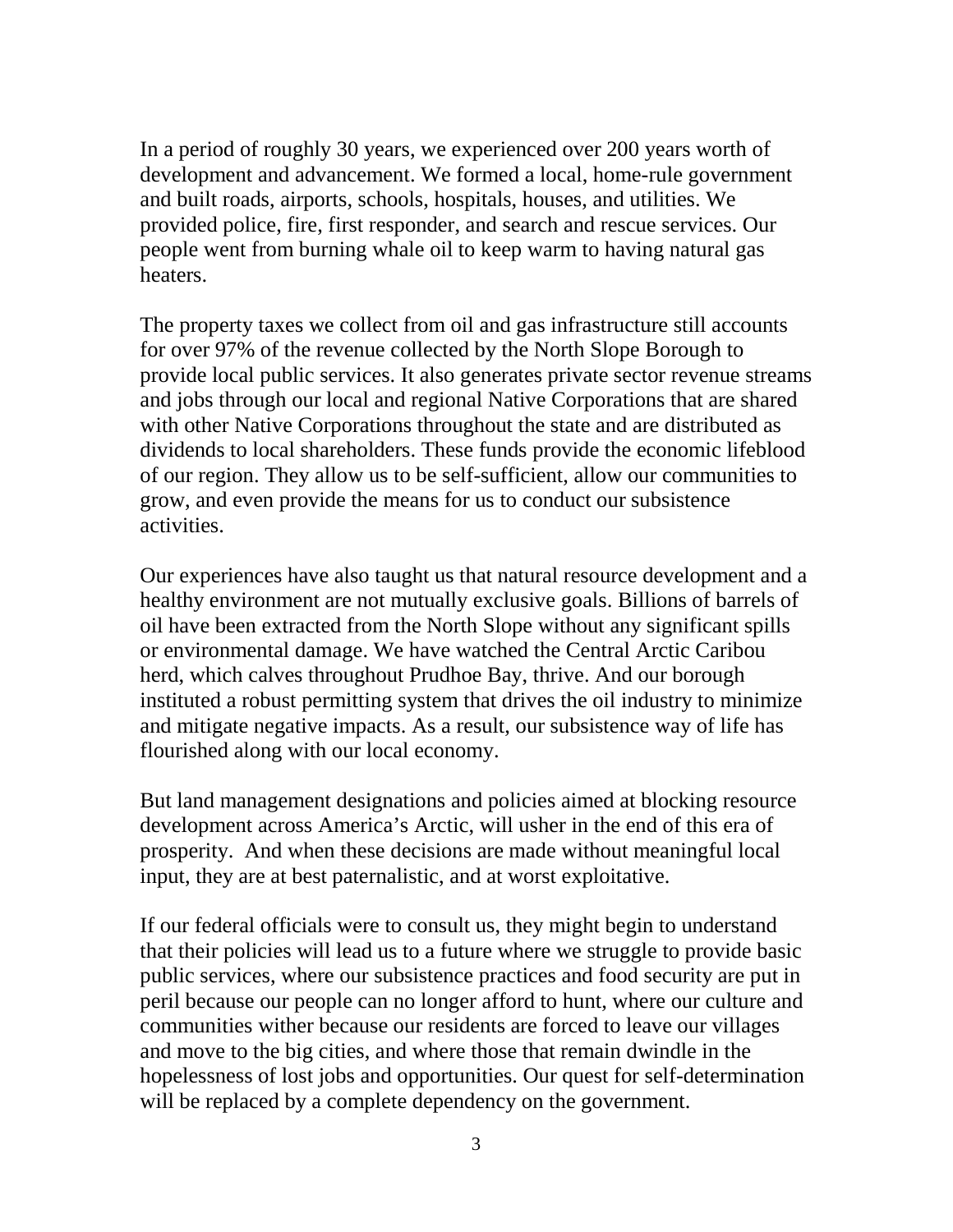In a period of roughly 30 years, we experienced over 200 years worth of development and advancement. We formed a local, home-rule government and built roads, airports, schools, hospitals, houses, and utilities. We provided police, fire, first responder, and search and rescue services. Our people went from burning whale oil to keep warm to having natural gas heaters.

The property taxes we collect from oil and gas infrastructure still accounts for over 97% of the revenue collected by the North Slope Borough to provide local public services. It also generates private sector revenue streams and jobs through our local and regional Native Corporations that are shared with other Native Corporations throughout the state and are distributed as dividends to local shareholders. These funds provide the economic lifeblood of our region. They allow us to be self-sufficient, allow our communities to grow, and even provide the means for us to conduct our subsistence activities.

Our experiences have also taught us that natural resource development and a healthy environment are not mutually exclusive goals. Billions of barrels of oil have been extracted from the North Slope without any significant spills or environmental damage. We have watched the Central Arctic Caribou herd, which calves throughout Prudhoe Bay, thrive. And our borough instituted a robust permitting system that drives the oil industry to minimize and mitigate negative impacts. As a result, our subsistence way of life has flourished along with our local economy.

But land management designations and policies aimed at blocking resource development across America's Arctic, will usher in the end of this era of prosperity. And when these decisions are made without meaningful local input, they are at best paternalistic, and at worst exploitative.

If our federal officials were to consult us, they might begin to understand that their policies will lead us to a future where we struggle to provide basic public services, where our subsistence practices and food security are put in peril because our people can no longer afford to hunt, where our culture and communities wither because our residents are forced to leave our villages and move to the big cities, and where those that remain dwindle in the hopelessness of lost jobs and opportunities. Our quest for self-determination will be replaced by a complete dependency on the government.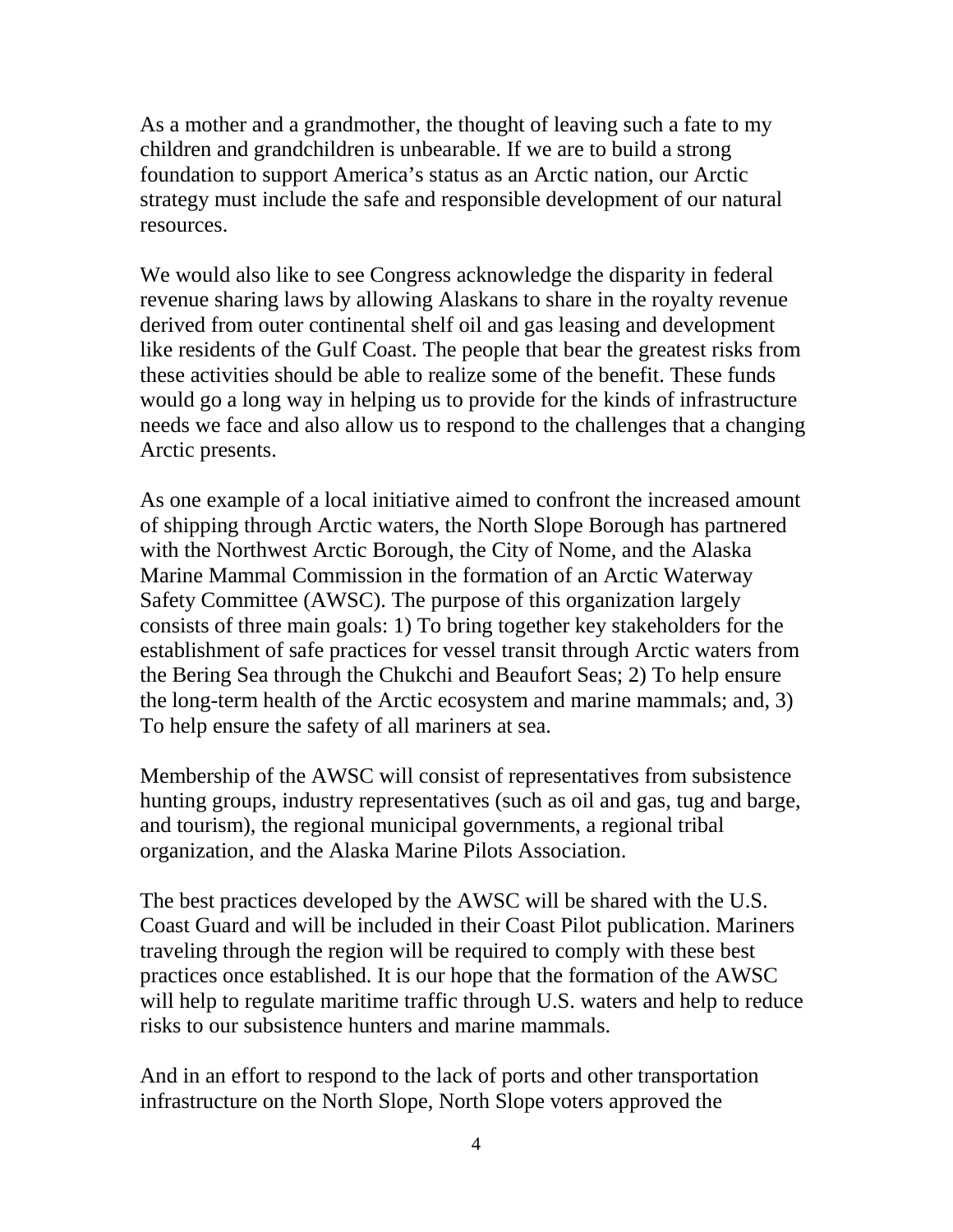As a mother and a grandmother, the thought of leaving such a fate to my children and grandchildren is unbearable. If we are to build a strong foundation to support America's status as an Arctic nation, our Arctic strategy must include the safe and responsible development of our natural resources.

We would also like to see Congress acknowledge the disparity in federal revenue sharing laws by allowing Alaskans to share in the royalty revenue derived from outer continental shelf oil and gas leasing and development like residents of the Gulf Coast. The people that bear the greatest risks from these activities should be able to realize some of the benefit. These funds would go a long way in helping us to provide for the kinds of infrastructure needs we face and also allow us to respond to the challenges that a changing Arctic presents.

As one example of a local initiative aimed to confront the increased amount of shipping through Arctic waters, the North Slope Borough has partnered with the Northwest Arctic Borough, the City of Nome, and the Alaska Marine Mammal Commission in the formation of an Arctic Waterway Safety Committee (AWSC). The purpose of this organization largely consists of three main goals: 1) To bring together key stakeholders for the establishment of safe practices for vessel transit through Arctic waters from the Bering Sea through the Chukchi and Beaufort Seas; 2) To help ensure the long-term health of the Arctic ecosystem and marine mammals; and, 3) To help ensure the safety of all mariners at sea.

Membership of the AWSC will consist of representatives from subsistence hunting groups, industry representatives (such as oil and gas, tug and barge, and tourism), the regional municipal governments, a regional tribal organization, and the Alaska Marine Pilots Association.

The best practices developed by the AWSC will be shared with the U.S. Coast Guard and will be included in their Coast Pilot publication. Mariners traveling through the region will be required to comply with these best practices once established. It is our hope that the formation of the AWSC will help to regulate maritime traffic through U.S. waters and help to reduce risks to our subsistence hunters and marine mammals.

And in an effort to respond to the lack of ports and other transportation infrastructure on the North Slope, North Slope voters approved the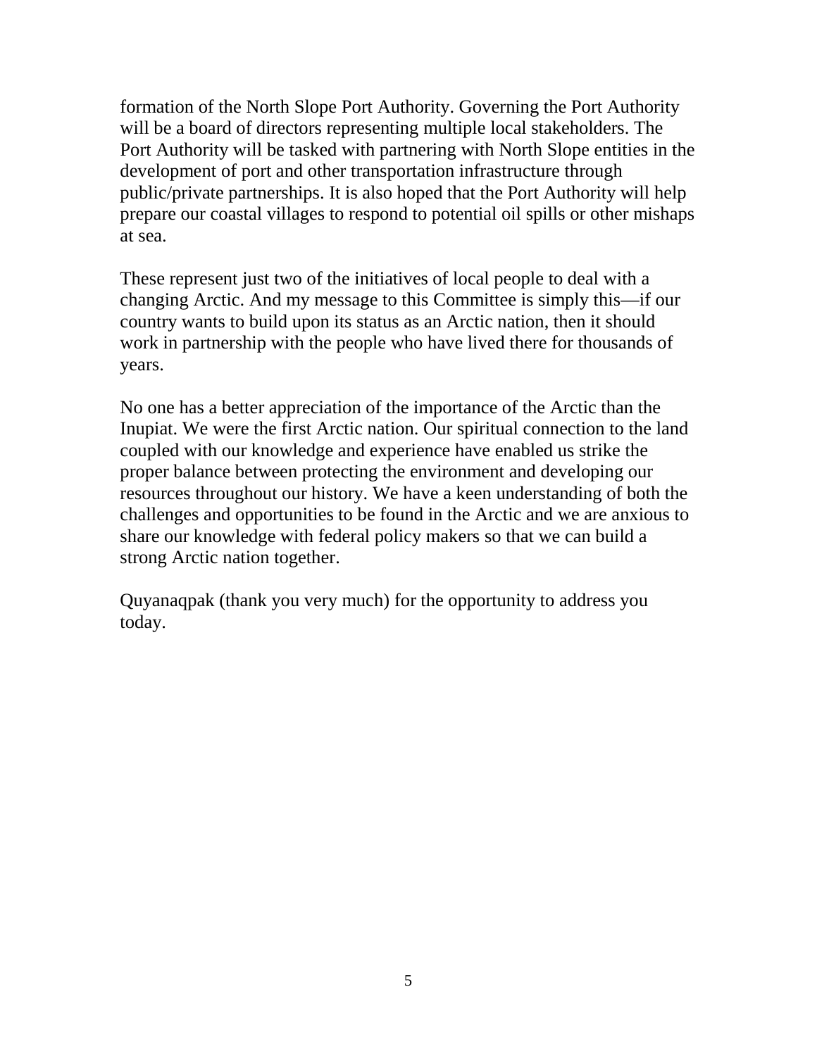formation of the North Slope Port Authority. Governing the Port Authority will be a board of directors representing multiple local stakeholders. The Port Authority will be tasked with partnering with North Slope entities in the development of port and other transportation infrastructure through public/private partnerships. It is also hoped that the Port Authority will help prepare our coastal villages to respond to potential oil spills or other mishaps at sea.

These represent just two of the initiatives of local people to deal with a changing Arctic. And my message to this Committee is simply this—if our country wants to build upon its status as an Arctic nation, then it should work in partnership with the people who have lived there for thousands of years.

No one has a better appreciation of the importance of the Arctic than the Inupiat. We were the first Arctic nation. Our spiritual connection to the land coupled with our knowledge and experience have enabled us strike the proper balance between protecting the environment and developing our resources throughout our history. We have a keen understanding of both the challenges and opportunities to be found in the Arctic and we are anxious to share our knowledge with federal policy makers so that we can build a strong Arctic nation together.

Quyanaqpak (thank you very much) for the opportunity to address you today.